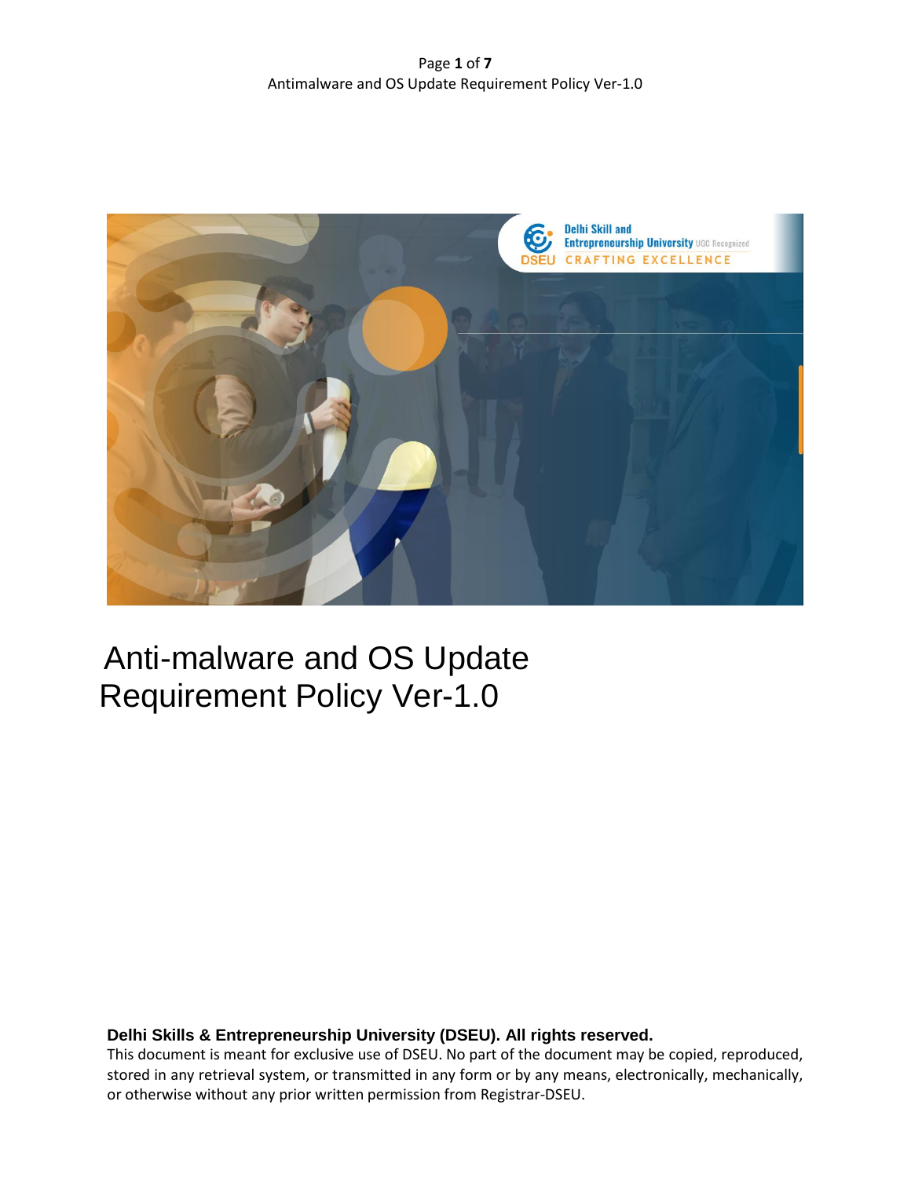# Anti-malware and OS Update Requirement Policy Ver-1.0

**Delhi Skills & Entrepreneurship University (DSEU). All rights reserved.**

This document is meant for exclusive use of DSEU. No part of the document may be copied, reproduced, stored in any retrieval system, or transmitted in any form or by any means, electronically, mechanically, or otherwise without any prior written permission from Registrar-DSEU.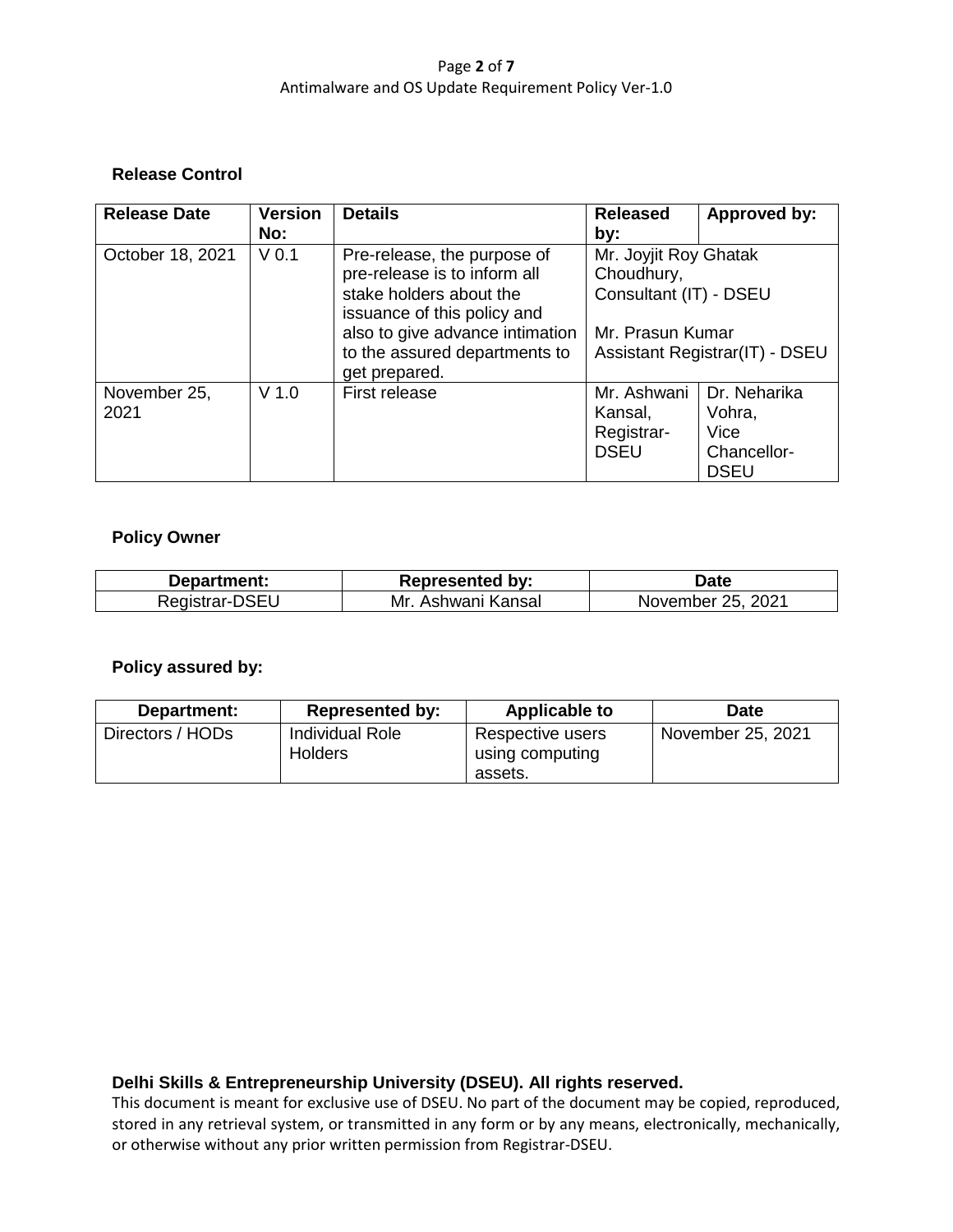### Release Control

| Release Date | Version No: | Details | Released by: | Approved by: |
|---|---|---|---|---|
| October 18, 2021 | V 0.1 | Pre-release, the purpose of pre-release is to inform all stake holders about the issuance of this policy and also to give advance intimation to the assured departments to get prepared. | Mr. Joyjit Roy Ghatak Choudhury, Consultant (IT) - DSEU<br><br>Mr. Prasun Kumar Assistant Registrar(IT) - DSEU | |
| November 25, 2021 | V 1.0 | First release | Mr. Ashwani Kansal, Registrar-DSEU | Dr. Neharika Vohra, Vice Chancellor-DSEU |

### Policy Owner

| Department: | Represented by: | Date |
|---|---|---|
| Registrar-DSEU | Mr. Ashwani Kansal | November 25, 2021 |

### Policy assured by:

| Department: | Represented by: | Applicable to | Date |
|---|---|---|---|
| Directors / HODs | Individual Role Holders | Respective users using computing assets. | November 25, 2021 |

**Delhi Skills & Entrepreneurship University (DSEU). All rights reserved.**

This document is meant for exclusive use of DSEU. No part of the document may be copied, reproduced, stored in any retrieval system, or transmitted in any form or by any means, electronically, mechanically, or otherwise without any prior written permission from Registrar-DSEU.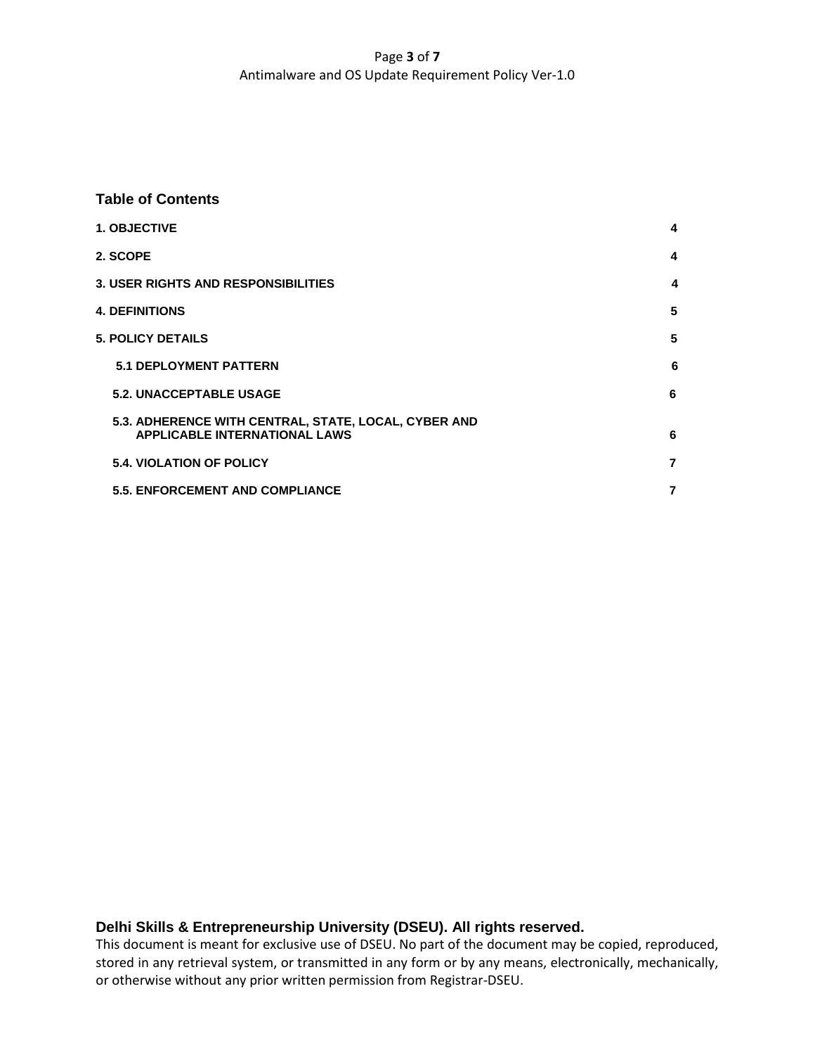## Table of Contents

| | |
|---|---|
| **1. OBJECTIVE** | **4** |
| **2. SCOPE** | **4** |
| **3. USER RIGHTS AND RESPONSIBILITIES** | **4** |
| **4. DEFINITIONS** | **5** |
| **5. POLICY DETAILS** | **5** |
| **5.1 DEPLOYMENT PATTERN** | **6** |
| **5.2. UNACCEPTABLE USAGE** | **6** |
| **5.3. ADHERENCE WITH CENTRAL, STATE, LOCAL, CYBER AND APPLICABLE INTERNATIONAL LAWS** | **6** |
| **5.4. VIOLATION OF POLICY** | **7** |
| **5.5. ENFORCEMENT AND COMPLIANCE** | **7** |

**Delhi Skills & Entrepreneurship University (DSEU). All rights reserved.**
This document is meant for exclusive use of DSEU. No part of the document may be copied, reproduced, stored in any retrieval system, or transmitted in any form or by any means, electronically, mechanically, or otherwise without any prior written permission from Registrar-DSEU.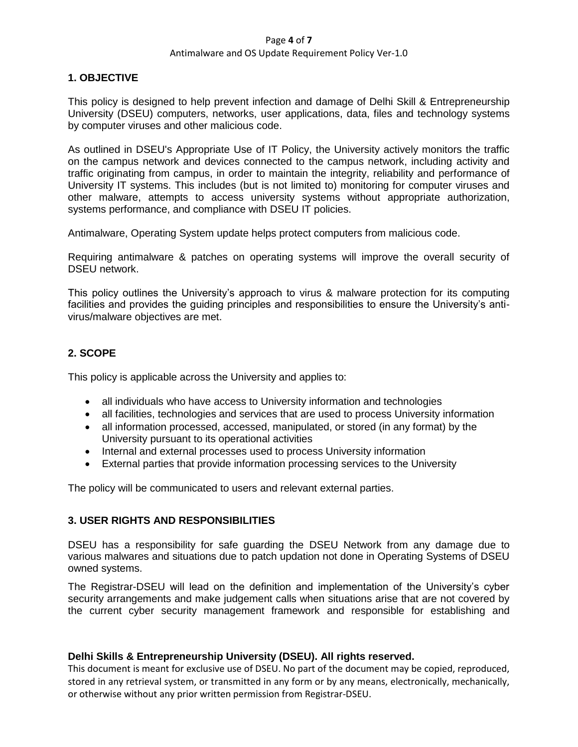## 1. OBJECTIVE

This policy is designed to help prevent infection and damage of Delhi Skill & Entrepreneurship University (DSEU) computers, networks, user applications, data, files and technology systems by computer viruses and other malicious code.

As outlined in DSEU's Appropriate Use of IT Policy, the University actively monitors the traffic on the campus network and devices connected to the campus network, including activity and traffic originating from campus, in order to maintain the integrity, reliability and performance of University IT systems. This includes (but is not limited to) monitoring for computer viruses and other malware, attempts to access university systems without appropriate authorization, systems performance, and compliance with DSEU IT policies.

Antimalware, Operating System update helps protect computers from malicious code.

Requiring antimalware & patches on operating systems will improve the overall security of DSEU network.

This policy outlines the University's approach to virus & malware protection for its computing facilities and provides the guiding principles and responsibilities to ensure the University's anti-virus/malware objectives are met.

## 2. SCOPE

This policy is applicable across the University and applies to:

- all individuals who have access to University information and technologies
- all facilities, technologies and services that are used to process University information
- all information processed, accessed, manipulated, or stored (in any format) by the University pursuant to its operational activities
- Internal and external processes used to process University information
- External parties that provide information processing services to the University

The policy will be communicated to users and relevant external parties.

## 3. USER RIGHTS AND RESPONSIBILITIES

DSEU has a responsibility for safe guarding the DSEU Network from any damage due to various malwares and situations due to patch updation not done in Operating Systems of DSEU owned systems.

The Registrar-DSEU will lead on the definition and implementation of the University's cyber security arrangements and make judgement calls when situations arise that are not covered by the current cyber security management framework and responsible for establishing and

**Delhi Skills & Entrepreneurship University (DSEU). All rights reserved.**

This document is meant for exclusive use of DSEU. No part of the document may be copied, reproduced, stored in any retrieval system, or transmitted in any form or by any means, electronically, mechanically, or otherwise without any prior written permission from Registrar-DSEU.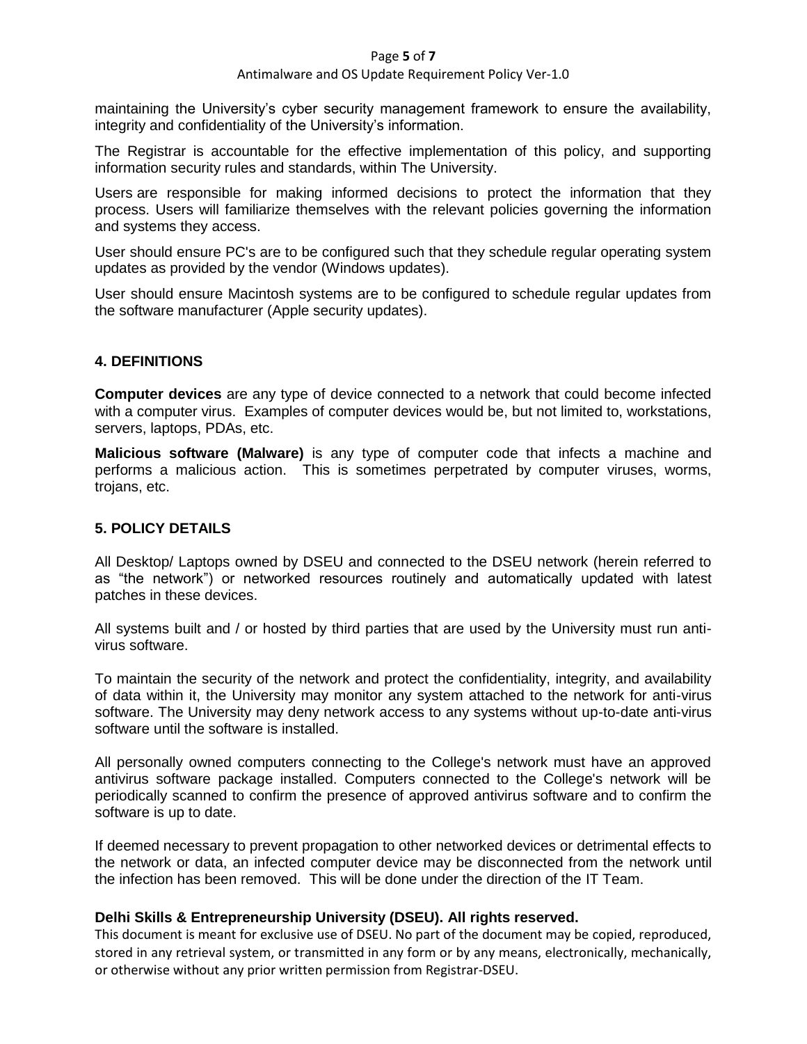maintaining the University's cyber security management framework to ensure the availability, integrity and confidentiality of the University's information.

The Registrar is accountable for the effective implementation of this policy, and supporting information security rules and standards, within The University.

Users are responsible for making informed decisions to protect the information that they process. Users will familiarize themselves with the relevant policies governing the information and systems they access.

User should ensure PC's are to be configured such that they schedule regular operating system updates as provided by the vendor (Windows updates).

User should ensure Macintosh systems are to be configured to schedule regular updates from the software manufacturer (Apple security updates).

## 4. DEFINITIONS

**Computer devices** are any type of device connected to a network that could become infected with a computer virus. Examples of computer devices would be, but not limited to, workstations, servers, laptops, PDAs, etc.

**Malicious software (Malware)** is any type of computer code that infects a machine and performs a malicious action. This is sometimes perpetrated by computer viruses, worms, trojans, etc.

## 5. POLICY DETAILS

All Desktop/ Laptops owned by DSEU and connected to the DSEU network (herein referred to as "the network") or networked resources routinely and automatically updated with latest patches in these devices.

All systems built and / or hosted by third parties that are used by the University must run anti-virus software.

To maintain the security of the network and protect the confidentiality, integrity, and availability of data within it, the University may monitor any system attached to the network for anti-virus software. The University may deny network access to any systems without up-to-date anti-virus software until the software is installed.

All personally owned computers connecting to the College's network must have an approved antivirus software package installed. Computers connected to the College's network will be periodically scanned to confirm the presence of approved antivirus software and to confirm the software is up to date.

If deemed necessary to prevent propagation to other networked devices or detrimental effects to the network or data, an infected computer device may be disconnected from the network until the infection has been removed. This will be done under the direction of the IT Team.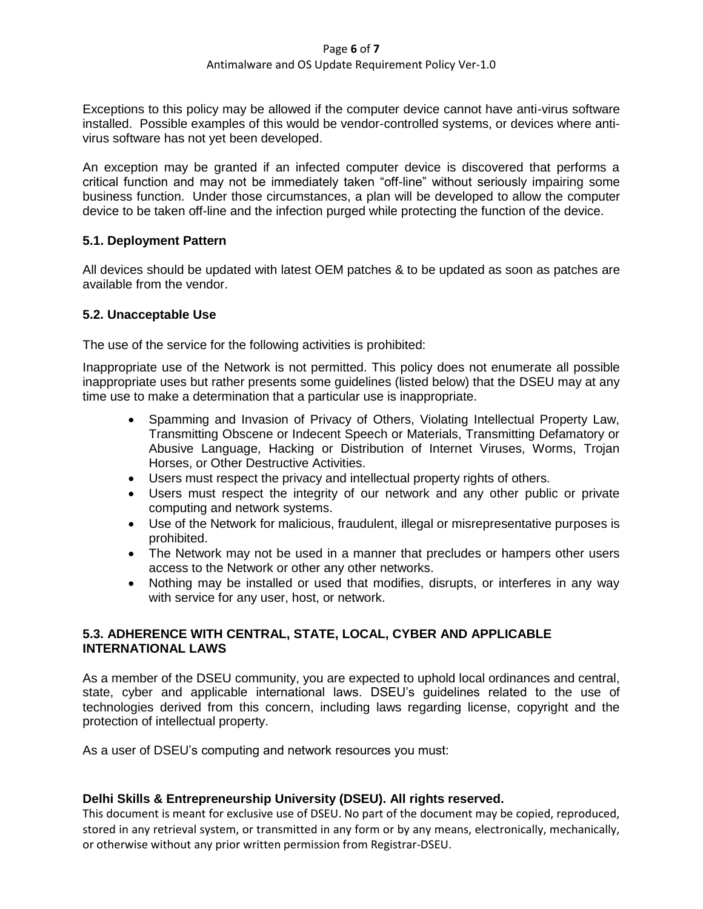Exceptions to this policy may be allowed if the computer device cannot have anti-virus software installed. Possible examples of this would be vendor-controlled systems, or devices where anti-virus software has not yet been developed.

An exception may be granted if an infected computer device is discovered that performs a critical function and may not be immediately taken "off-line" without seriously impairing some business function. Under those circumstances, a plan will be developed to allow the computer device to be taken off-line and the infection purged while protecting the function of the device.

### 5.1. Deployment Pattern

All devices should be updated with latest OEM patches & to be updated as soon as patches are available from the vendor.

### 5.2. Unacceptable Use

The use of the service for the following activities is prohibited:

Inappropriate use of the Network is not permitted. This policy does not enumerate all possible inappropriate uses but rather presents some guidelines (listed below) that the DSEU may at any time use to make a determination that a particular use is inappropriate.

- Spamming and Invasion of Privacy of Others, Violating Intellectual Property Law, Transmitting Obscene or Indecent Speech or Materials, Transmitting Defamatory or Abusive Language, Hacking or Distribution of Internet Viruses, Worms, Trojan Horses, or Other Destructive Activities.
- Users must respect the privacy and intellectual property rights of others.
- Users must respect the integrity of our network and any other public or private computing and network systems.
- Use of the Network for malicious, fraudulent, illegal or misrepresentative purposes is prohibited.
- The Network may not be used in a manner that precludes or hampers other users access to the Network or other any other networks.
- Nothing may be installed or used that modifies, disrupts, or interferes in any way with service for any user, host, or network.

### 5.3. ADHERENCE WITH CENTRAL, STATE, LOCAL, CYBER AND APPLICABLE INTERNATIONAL LAWS

As a member of the DSEU community, you are expected to uphold local ordinances and central, state, cyber and applicable international laws. DSEU's guidelines related to the use of technologies derived from this concern, including laws regarding license, copyright and the protection of intellectual property.

As a user of DSEU's computing and network resources you must: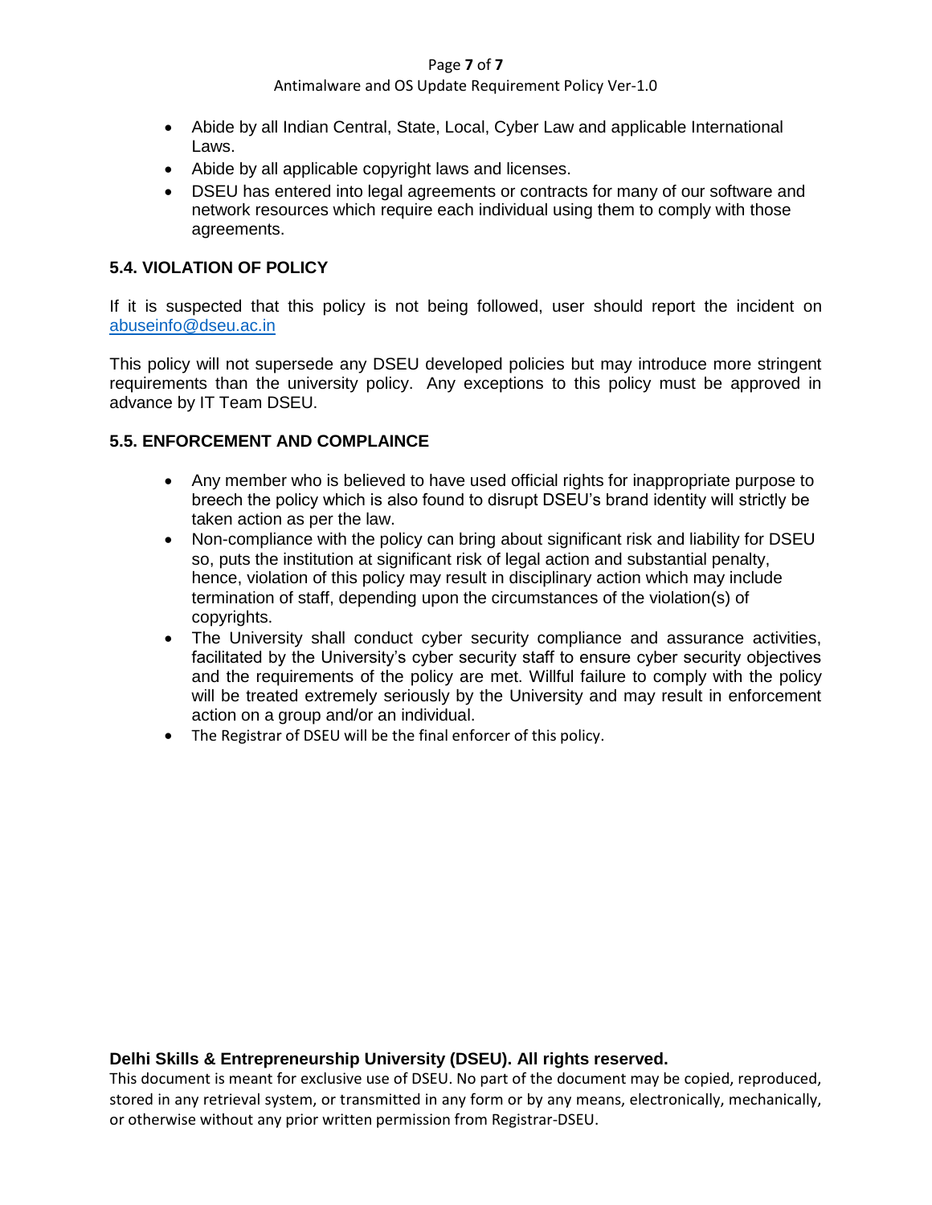- Abide by all Indian Central, State, Local, Cyber Law and applicable International Laws.
- Abide by all applicable copyright laws and licenses.
- DSEU has entered into legal agreements or contracts for many of our software and network resources which require each individual using them to comply with those agreements.

### 5.4. VIOLATION OF POLICY

If it is suspected that this policy is not being followed, user should report the incident on abuseinfo@dseu.ac.in

This policy will not supersede any DSEU developed policies but may introduce more stringent requirements than the university policy. Any exceptions to this policy must be approved in advance by IT Team DSEU.

### 5.5. ENFORCEMENT AND COMPLAINCE

- Any member who is believed to have used official rights for inappropriate purpose to breech the policy which is also found to disrupt DSEU's brand identity will strictly be taken action as per the law.
- Non-compliance with the policy can bring about significant risk and liability for DSEU so, puts the institution at significant risk of legal action and substantial penalty, hence, violation of this policy may result in disciplinary action which may include termination of staff, depending upon the circumstances of the violation(s) of copyrights.
- The University shall conduct cyber security compliance and assurance activities, facilitated by the University's cyber security staff to ensure cyber security objectives and the requirements of the policy are met. Willful failure to comply with the policy will be treated extremely seriously by the University and may result in enforcement action on a group and/or an individual.
- The Registrar of DSEU will be the final enforcer of this policy.

**Delhi Skills & Entrepreneurship University (DSEU). All rights reserved.**
This document is meant for exclusive use of DSEU. No part of the document may be copied, reproduced, stored in any retrieval system, or transmitted in any form or by any means, electronically, mechanically, or otherwise without any prior written permission from Registrar-DSEU.